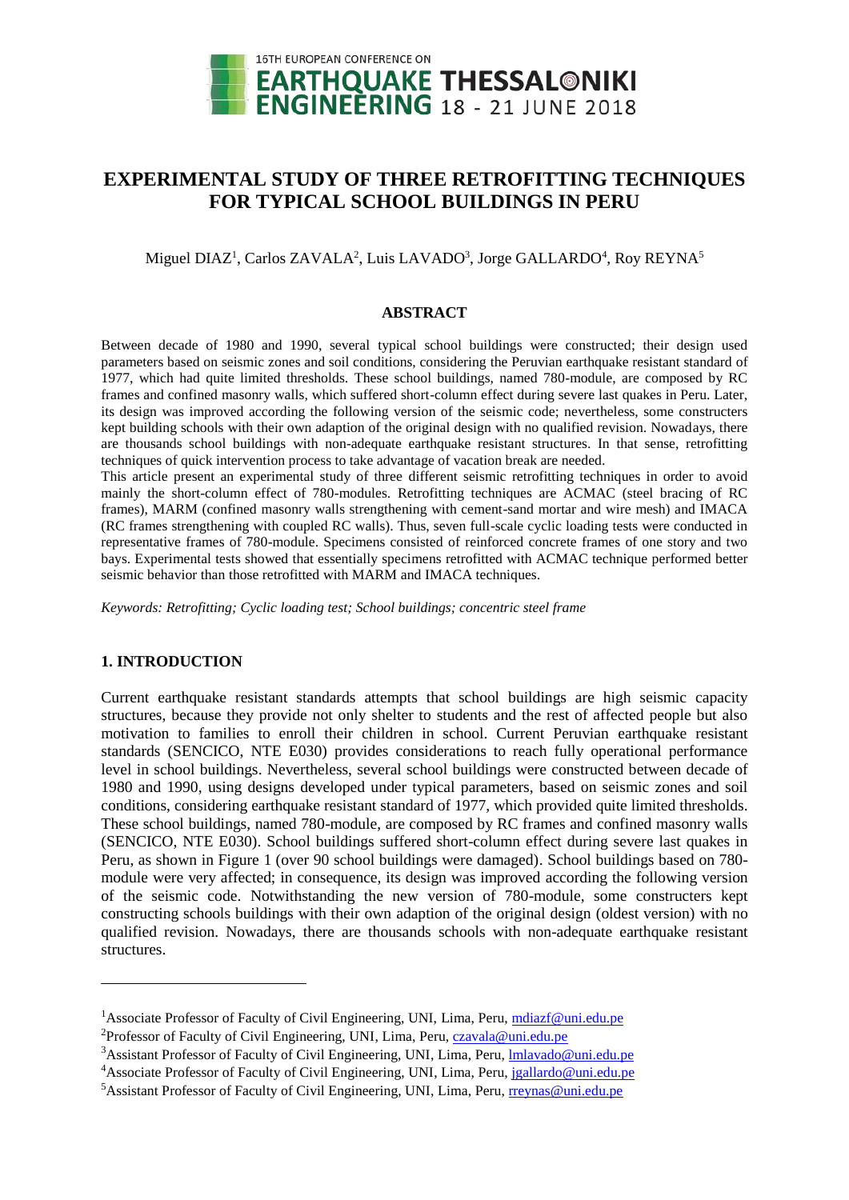# EXPERIMENTAL STUDY OF THREE RETROFITTING TECHNIQUES FOR TYPICAL SCHOOL BUILDINGS IN PERU

Miguel DIAZ[1], Carlos ZAVALA[2], Luis LAVADO[3], Jorge GALLARDO[4], Roy REYNA[5]

## ABSTRACT

Between decade of 1980 and 1990, several typical school buildings were constructed; their design used parameters based on seismic zones and soil conditions, considering the Peruvian earthquake resistant standard of 1977, which had quite limited thresholds. These school buildings, named 780-module, are composed by RC frames and confined masonry walls, which suffered short-column effect during severe last quakes in Peru. Later, its design was improved according the following version of the seismic code; nevertheless, some constructers kept building schools with their own adaption of the original design with no qualified revision. Nowadays, there are thousands school buildings with non-adequate earthquake resistant structures. In that sense, retrofitting techniques of quick intervention process to take advantage of vacation break are needed.

This article present an experimental study of three different seismic retrofitting techniques in order to avoid mainly the short-column effect of 780-modules. Retrofitting techniques are ACMAC (steel bracing of RC frames), MARM (confined masonry walls strengthening with cement-sand mortar and wire mesh) and IMACA (RC frames strengthening with coupled RC walls). Thus, seven full-scale cyclic loading tests were conducted in representative frames of 780-module. Specimens consisted of reinforced concrete frames of one story and two bays. Experimental tests showed that essentially specimens retrofitted with ACMAC technique performed better seismic behavior than those retrofitted with MARM and IMACA techniques.

*Keywords: Retrofitting; Cyclic loading test; School buildings; concentric steel frame*

## 1. INTRODUCTION

Current earthquake resistant standards attempts that school buildings are high seismic capacity structures, because they provide not only shelter to students and the rest of affected people but also motivation to families to enroll their children in school. Current Peruvian earthquake resistant standards (SENCICO, NTE E030) provides considerations to reach fully operational performance level in school buildings. Nevertheless, several school buildings were constructed between decade of 1980 and 1990, using designs developed under typical parameters, based on seismic zones and soil conditions, considering earthquake resistant standard of 1977, which provided quite limited thresholds. These school buildings, named 780-module, are composed by RC frames and confined masonry walls (SENCICO, NTE E030). School buildings suffered short-column effect during severe last quakes in Peru, as shown in Figure 1 (over 90 school buildings were damaged). School buildings based on 780-module were very affected; in consequence, its design was improved according the following version of the seismic code. Notwithstanding the new version of 780-module, some constructers kept constructing schools buildings with their own adaption of the original design (oldest version) with no qualified revision. Nowadays, there are thousands schools with non-adequate earthquake resistant structures.

---

[1]Associate Professor of Faculty of Civil Engineering, UNI, Lima, Peru, mdiazf@uni.edu.pe

[2]Professor of Faculty of Civil Engineering, UNI, Lima, Peru, czavala@uni.edu.pe

[3]Assistant Professor of Faculty of Civil Engineering, UNI, Lima, Peru, lmlavado@uni.edu.pe

[4]Associate Professor of Faculty of Civil Engineering, UNI, Lima, Peru, jgallardo@uni.edu.pe

[5]Assistant Professor of Faculty of Civil Engineering, UNI, Lima, Peru, rreynas@uni.edu.pe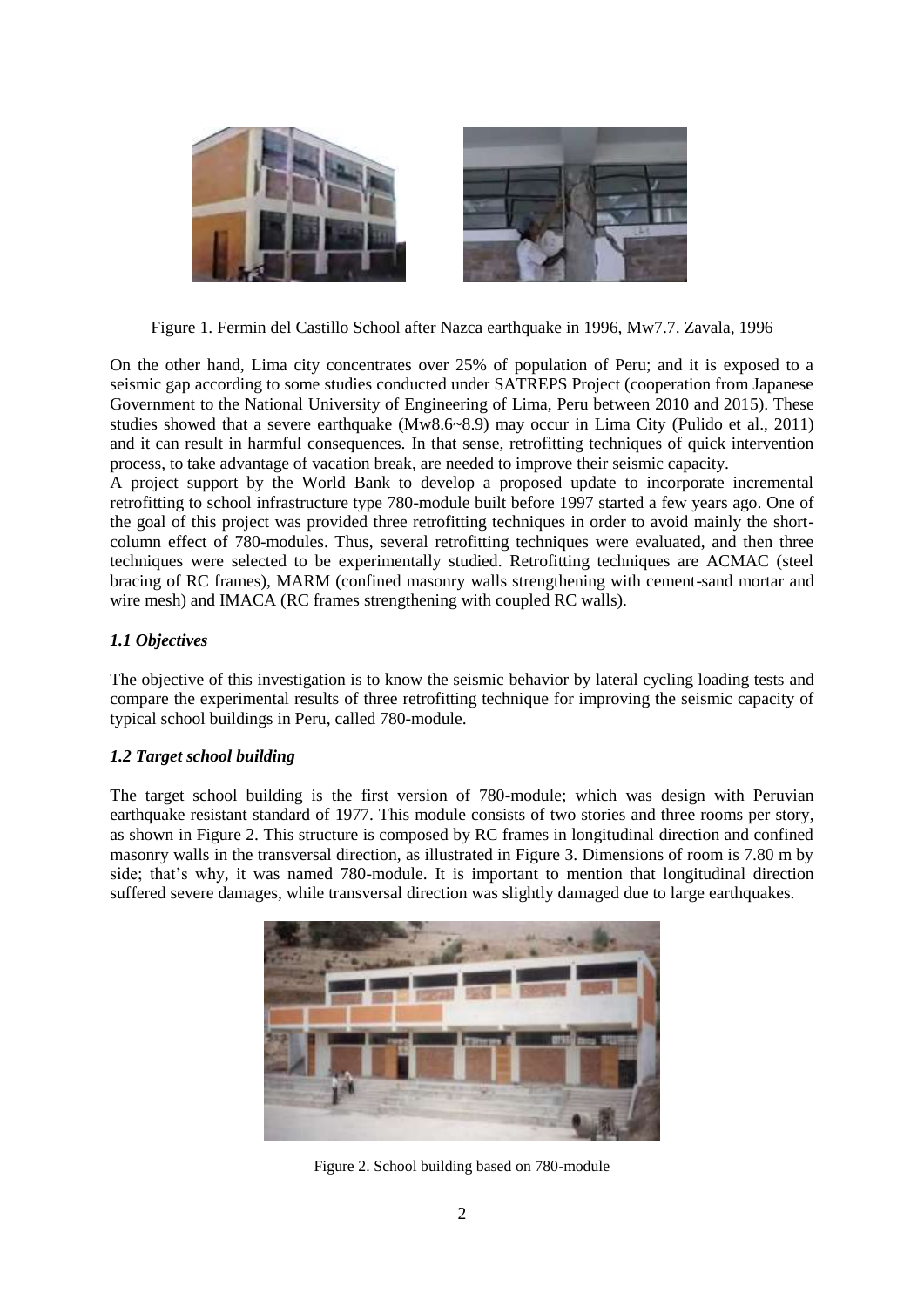Figure 1. Fermin del Castillo School after Nazca earthquake in 1996, Mw7.7. Zavala, 1996

On the other hand, Lima city concentrates over 25% of population of Peru; and it is exposed to a seismic gap according to some studies conducted under SATREPS Project (cooperation from Japanese Government to the National University of Engineering of Lima, Peru between 2010 and 2015). These studies showed that a severe earthquake (Mw8.6~8.9) may occur in Lima City (Pulido et al., 2011) and it can result in harmful consequences. In that sense, retrofitting techniques of quick intervention process, to take advantage of vacation break, are needed to improve their seismic capacity.

A project support by the World Bank to develop a proposed update to incorporate incremental retrofitting to school infrastructure type 780-module built before 1997 started a few years ago. One of the goal of this project was provided three retrofitting techniques in order to avoid mainly the short-column effect of 780-modules. Thus, several retrofitting techniques were evaluated, and then three techniques were selected to be experimentally studied. Retrofitting techniques are ACMAC (steel bracing of RC frames), MARM (confined masonry walls strengthening with cement-sand mortar and wire mesh) and IMACA (RC frames strengthening with coupled RC walls).

### *1.1 Objectives*

The objective of this investigation is to know the seismic behavior by lateral cycling loading tests and compare the experimental results of three retrofitting technique for improving the seismic capacity of typical school buildings in Peru, called 780-module.

### *1.2 Target school building*

The target school building is the first version of 780-module; which was design with Peruvian earthquake resistant standard of 1977. This module consists of two stories and three rooms per story, as shown in Figure 2. This structure is composed by RC frames in longitudinal direction and confined masonry walls in the transversal direction, as illustrated in Figure 3. Dimensions of room is 7.80 m by side; that's why, it was named 780-module. It is important to mention that longitudinal direction suffered severe damages, while transversal direction was slightly damaged due to large earthquakes.

Figure 2. School building based on 780-module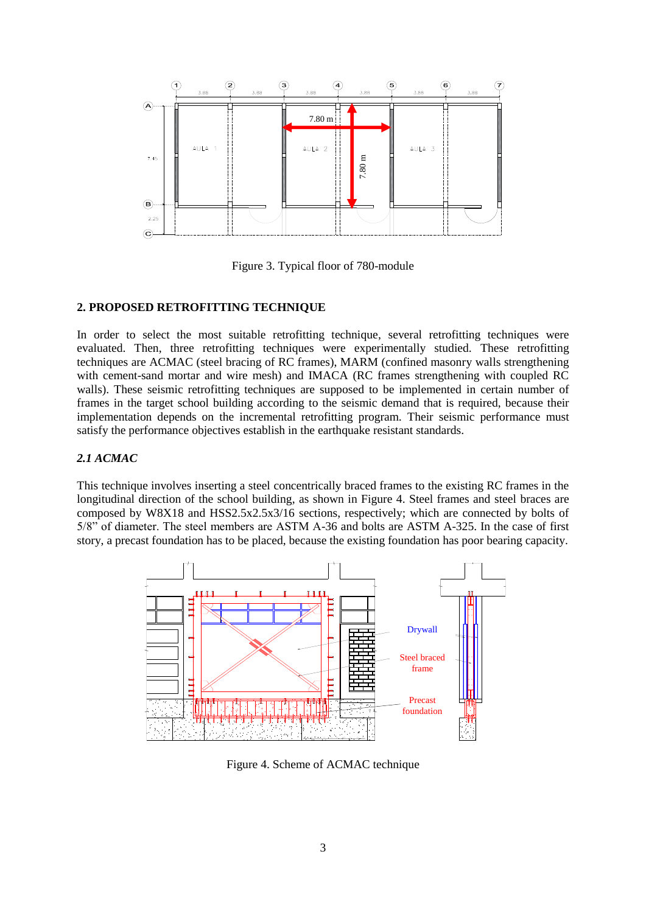Figure 3. Typical floor of 780-module

## 2. PROPOSED RETROFITTING TECHNIQUE

In order to select the most suitable retrofitting technique, several retrofitting techniques were evaluated. Then, three retrofitting techniques were experimentally studied. These retrofitting techniques are ACMAC (steel bracing of RC frames), MARM (confined masonry walls strengthening with cement-sand mortar and wire mesh) and IMACA (RC frames strengthening with coupled RC walls). These seismic retrofitting techniques are supposed to be implemented in certain number of frames in the target school building according to the seismic demand that is required, because their implementation depends on the incremental retrofitting program. Their seismic performance must satisfy the performance objectives establish in the earthquake resistant standards.

### *2.1 ACMAC*

This technique involves inserting a steel concentrically braced frames to the existing RC frames in the longitudinal direction of the school building, as shown in Figure 4. Steel frames and steel braces are composed by W8X18 and HSS2.5x2.5x3/16 sections, respectively; which are connected by bolts of 5/8" of diameter. The steel members are ASTM A-36 and bolts are ASTM A-325. In the case of first story, a precast foundation has to be placed, because the existing foundation has poor bearing capacity.

Figure 4. Scheme of ACMAC technique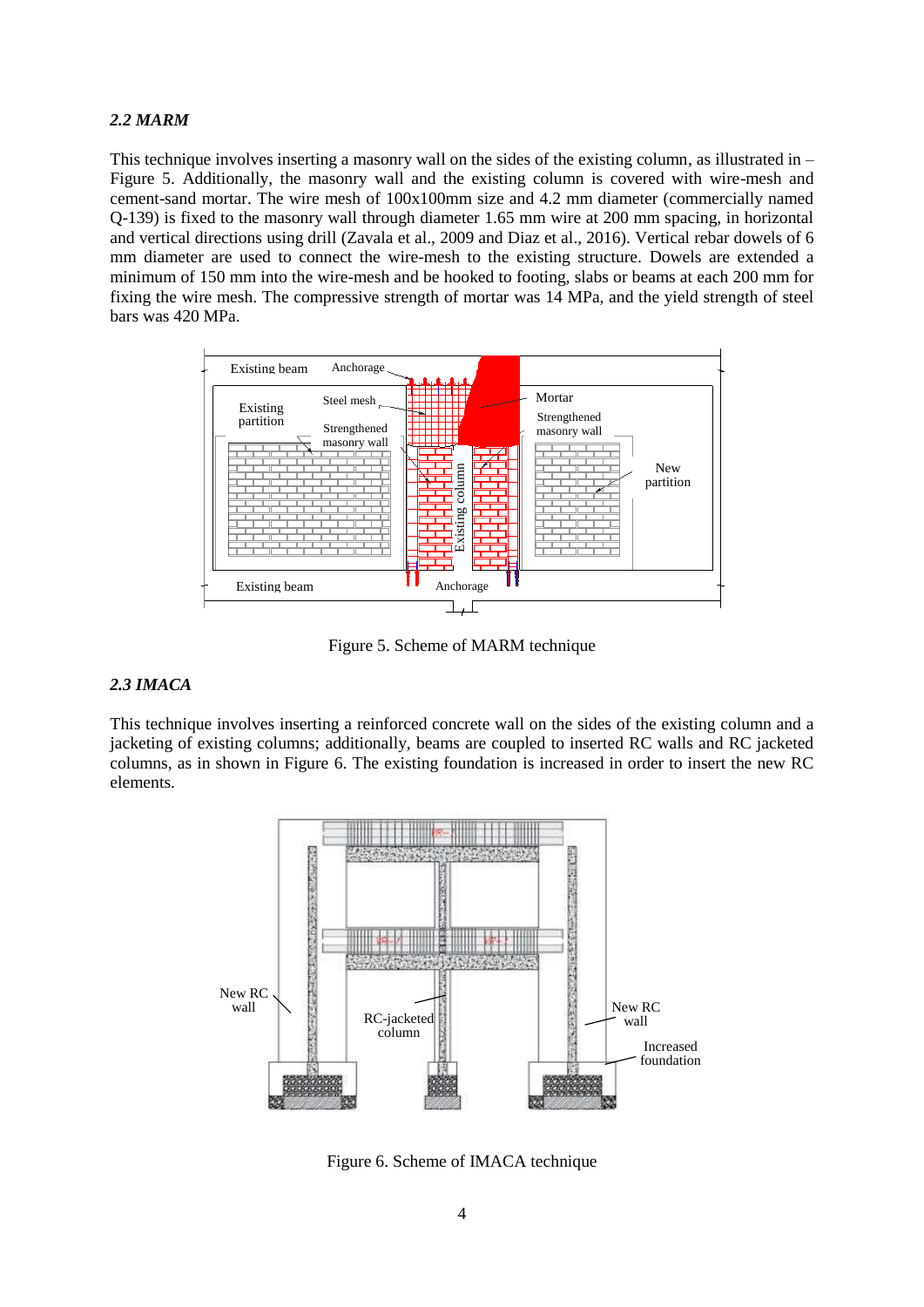### *2.2 MARM*

This technique involves inserting a masonry wall on the sides of the existing column, as illustrated in – Figure 5. Additionally, the masonry wall and the existing column is covered with wire-mesh and cement-sand mortar. The wire mesh of 100x100mm size and 4.2 mm diameter (commercially named Q-139) is fixed to the masonry wall through diameter 1.65 mm wire at 200 mm spacing, in horizontal and vertical directions using drill (Zavala et al., 2009 and Diaz et al., 2016). Vertical rebar dowels of 6 mm diameter are used to connect the wire-mesh to the existing structure. Dowels are extended a minimum of 150 mm into the wire-mesh and be hooked to footing, slabs or beams at each 200 mm for fixing the wire mesh. The compressive strength of mortar was 14 MPa, and the yield strength of steel bars was 420 MPa.

Figure 5. Scheme of MARM technique

### *2.3 IMACA*

This technique involves inserting a reinforced concrete wall on the sides of the existing column and a jacketing of existing columns; additionally, beams are coupled to inserted RC walls and RC jacketed columns, as in shown in Figure 6. The existing foundation is increased in order to insert the new RC elements.

Figure 6. Scheme of IMACA technique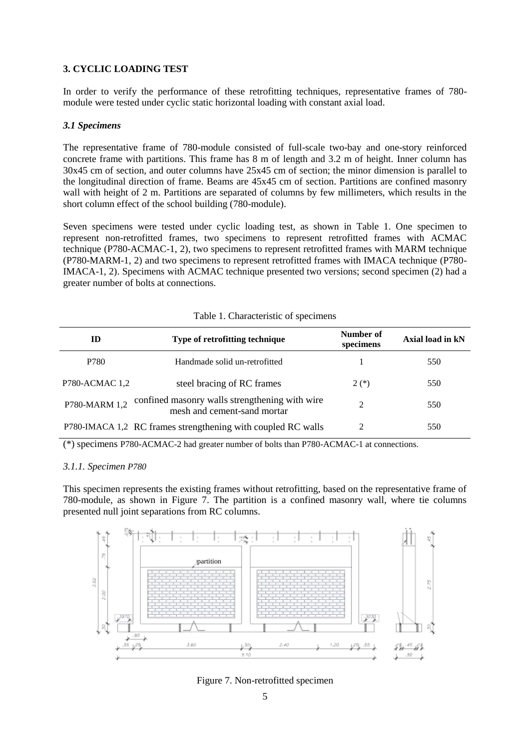## 3. CYCLIC LOADING TEST

In order to verify the performance of these retrofitting techniques, representative frames of 780-module were tested under cyclic static horizontal loading with constant axial load.

### *3.1 Specimens*

The representative frame of 780-module consisted of full-scale two-bay and one-story reinforced concrete frame with partitions. This frame has 8 m of length and 3.2 m of height. Inner column has 30x45 cm of section, and outer columns have 25x45 cm of section; the minor dimension is parallel to the longitudinal direction of frame. Beams are 45x45 cm of section. Partitions are confined masonry wall with height of 2 m. Partitions are separated of columns by few millimeters, which results in the short column effect of the school building (780-module).

Seven specimens were tested under cyclic loading test, as shown in Table 1. One specimen to represent non-retrofitted frames, two specimens to represent retrofitted frames with ACMAC technique (P780-ACMAC-1, 2), two specimens to represent retrofitted frames with MARM technique (P780-MARM-1, 2) and two specimens to represent retrofitted frames with IMACA technique (P780-IMACA-1, 2). Specimens with ACMAC technique presented two versions; second specimen (2) had a greater number of bolts at connections.

Table 1. Characteristic of specimens

| ID | Type of retrofitting technique | Number of specimens | Axial load in kN |
|---|---|---|---|
| P780 | Handmade solid un-retrofitted | 1 | 550 |
| P780-ACMAC 1,2 | steel bracing of RC frames | 2 (*) | 550 |
| P780-MARM 1,2 | confined masonry walls strengthening with wire mesh and cement-sand mortar | 2 | 550 |
| P780-IMACA 1,2 | RC frames strengthening with coupled RC walls | 2 | 550 |

(*) specimens P780-ACMAC-2 had greater number of bolts than P780-ACMAC-1 at connections.

#### *3.1.1. Specimen P780*

This specimen represents the existing frames without retrofitting, based on the representative frame of 780-module, as shown in Figure 7. The partition is a confined masonry wall, where tie columns presented null joint separations from RC columns.

Figure 7. Non-retrofitted specimen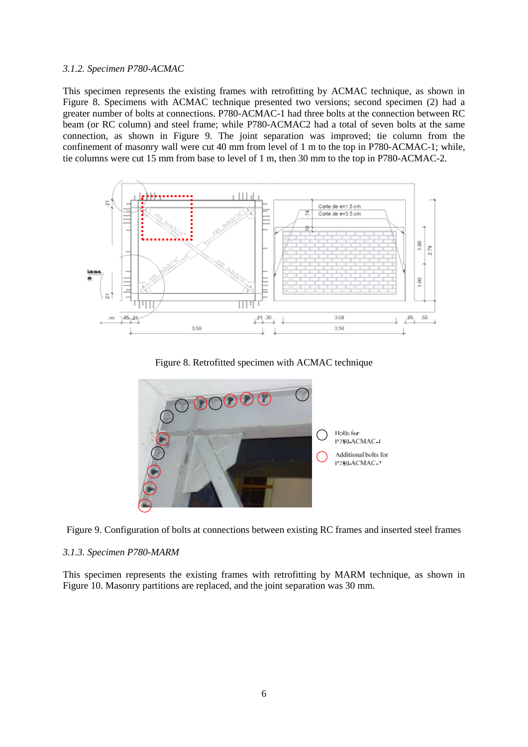*3.1.2. Specimen P780-ACMAC*

This specimen represents the existing frames with retrofitting by ACMAC technique, as shown in Figure 8. Specimens with ACMAC technique presented two versions; second specimen (2) had a greater number of bolts at connections. P780-ACMAC-1 had three bolts at the connection between RC beam (or RC column) and steel frame; while P780-ACMAC2 had a total of seven bolts at the same connection, as shown in Figure 9. The joint separation was improved; tie column from the confinement of masonry wall were cut 40 mm from level of 1 m to the top in P780-ACMAC-1; while, tie columns were cut 15 mm from base to level of 1 m, then 30 mm to the top in P780-ACMAC-2.

Figure 8. Retrofitted specimen with ACMAC technique

Figure 9. Configuration of bolts at connections between existing RC frames and inserted steel frames

*3.1.3. Specimen P780-MARM*

This specimen represents the existing frames with retrofitting by MARM technique, as shown in Figure 10. Masonry partitions are replaced, and the joint separation was 30 mm.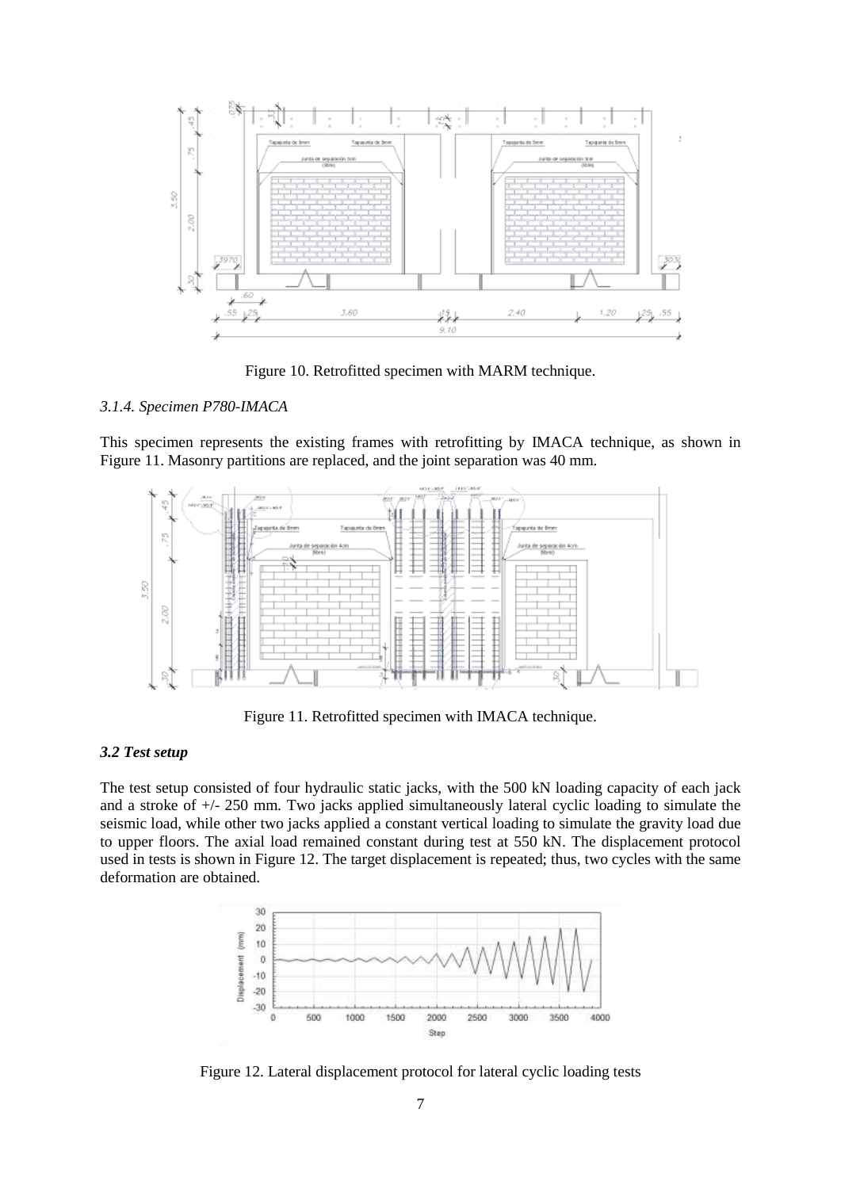Figure 10. Retrofitted specimen with MARM technique.

*3.1.4. Specimen P780-IMACA*

This specimen represents the existing frames with retrofitting by IMACA technique, as shown in Figure 11. Masonry partitions are replaced, and the joint separation was 40 mm.

Figure 11. Retrofitted specimen with IMACA technique.

### *3.2 Test setup*

The test setup consisted of four hydraulic static jacks, with the 500 kN loading capacity of each jack and a stroke of +/- 250 mm. Two jacks applied simultaneously lateral cyclic loading to simulate the seismic load, while other two jacks applied a constant vertical loading to simulate the gravity load due to upper floors. The axial load remained constant during test at 550 kN. The displacement protocol used in tests is shown in Figure 12. The target displacement is repeated; thus, two cycles with the same deformation are obtained.

Figure 12. Lateral displacement protocol for lateral cyclic loading tests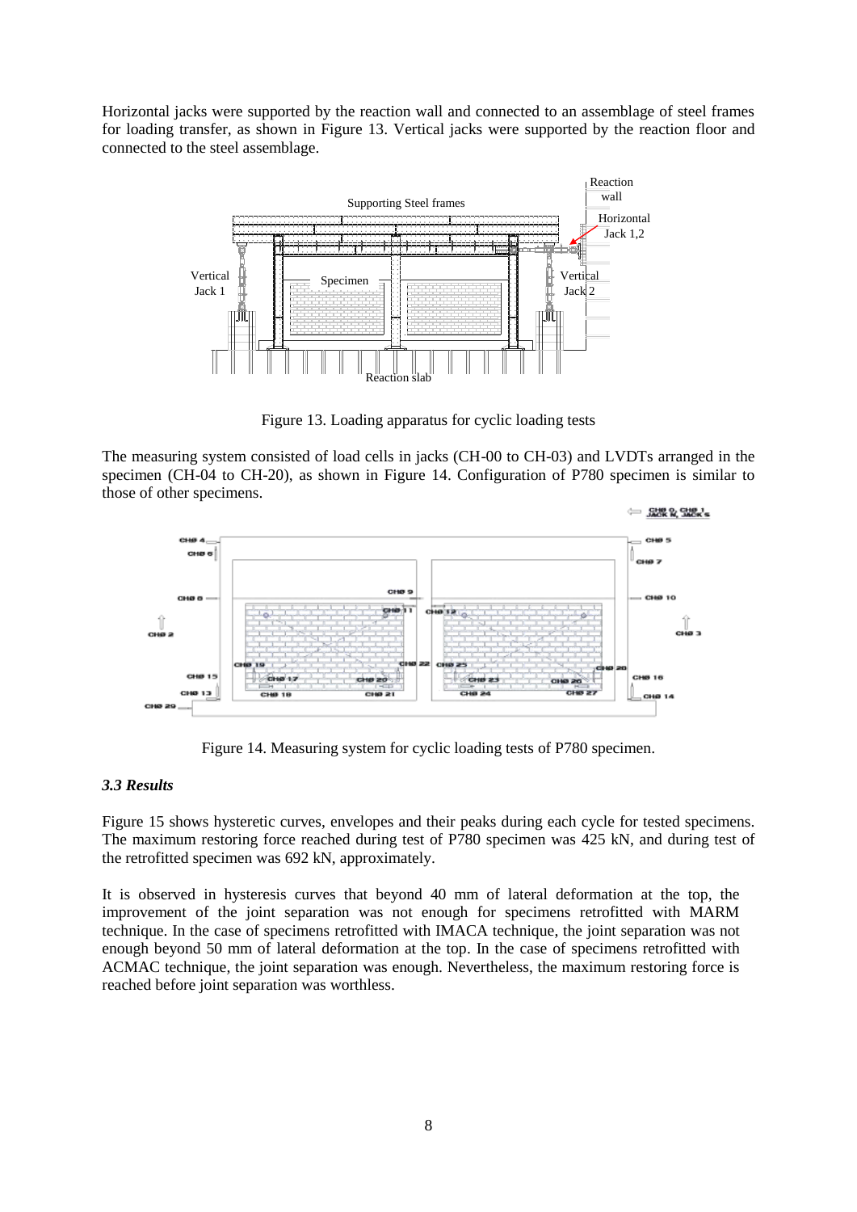Horizontal jacks were supported by the reaction wall and connected to an assemblage of steel frames for loading transfer, as shown in Figure 13. Vertical jacks were supported by the reaction floor and connected to the steel assemblage.

Figure 13. Loading apparatus for cyclic loading tests

The measuring system consisted of load cells in jacks (CH-00 to CH-03) and LVDTs arranged in the specimen (CH-04 to CH-20), as shown in Figure 14. Configuration of P780 specimen is similar to those of other specimens.

Figure 14. Measuring system for cyclic loading tests of P780 specimen.

### *3.3 Results*

Figure 15 shows hysteretic curves, envelopes and their peaks during each cycle for tested specimens. The maximum restoring force reached during test of P780 specimen was 425 kN, and during test of the retrofitted specimen was 692 kN, approximately.

It is observed in hysteresis curves that beyond 40 mm of lateral deformation at the top, the improvement of the joint separation was not enough for specimens retrofitted with MARM technique. In the case of specimens retrofitted with IMACA technique, the joint separation was not enough beyond 50 mm of lateral deformation at the top. In the case of specimens retrofitted with ACMAC technique, the joint separation was enough. Nevertheless, the maximum restoring force is reached before joint separation was worthless.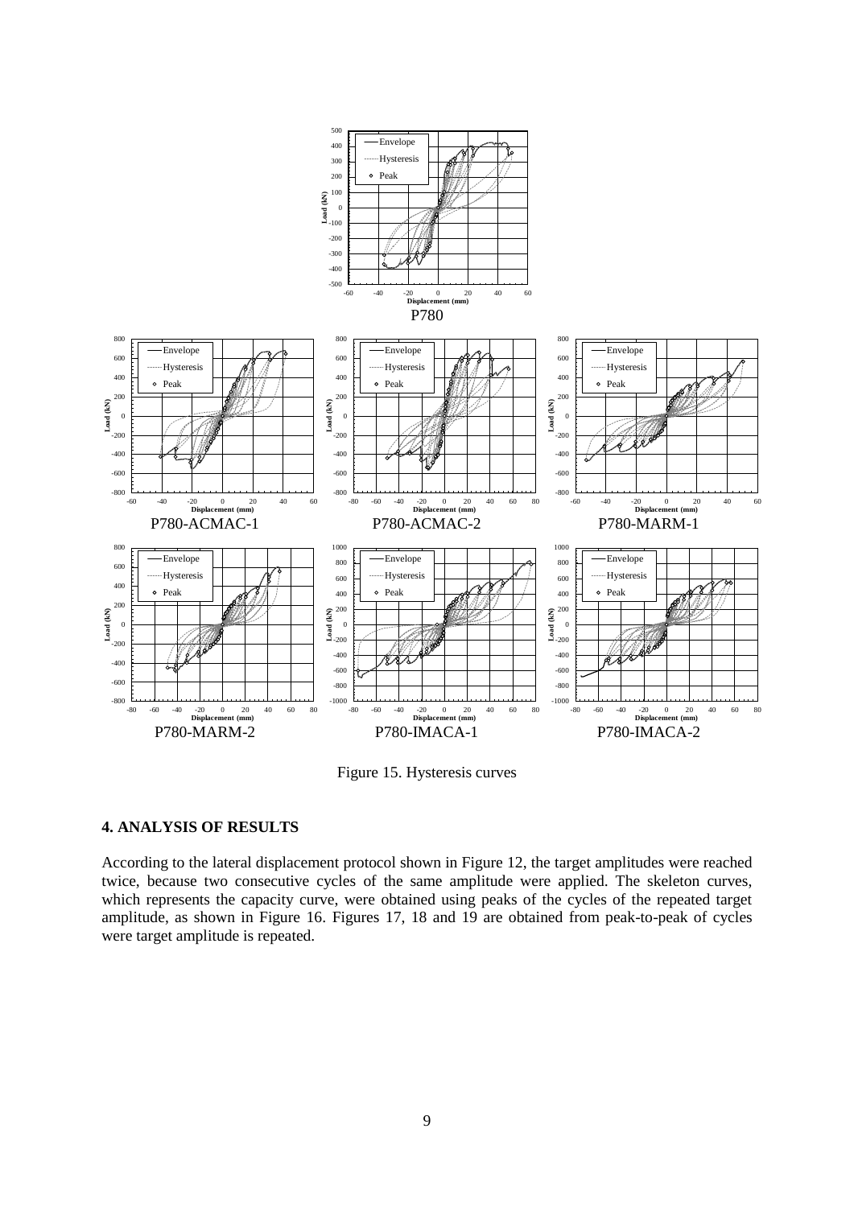Figure 15. Hysteresis curves

## 4. ANALYSIS OF RESULTS

According to the lateral displacement protocol shown in Figure 12, the target amplitudes were reached twice, because two consecutive cycles of the same amplitude were applied. The skeleton curves, which represents the capacity curve, were obtained using peaks of the cycles of the repeated target amplitude, as shown in Figure 16. Figures 17, 18 and 19 are obtained from peak-to-peak of cycles were target amplitude is repeated.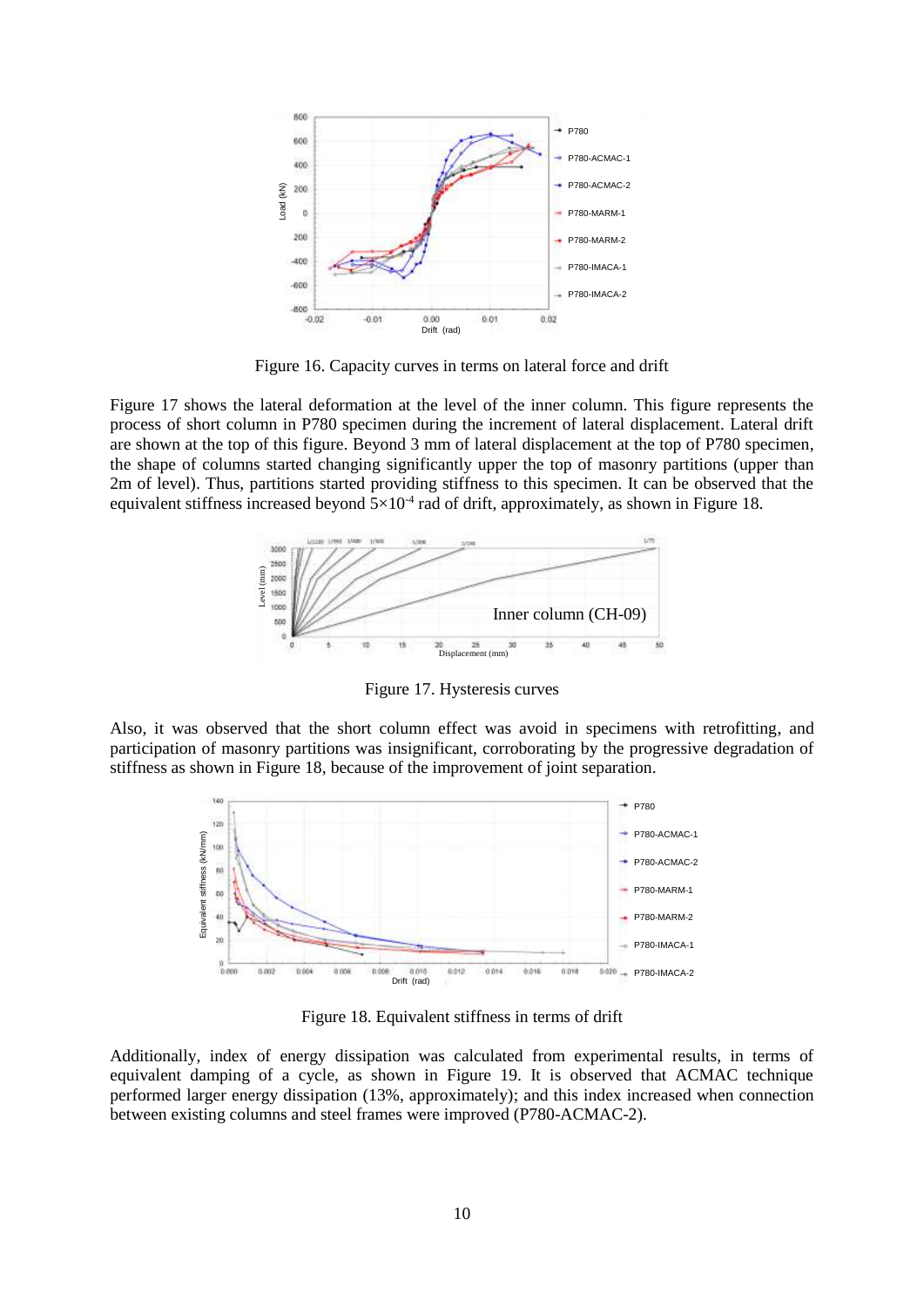Figure 16. Capacity curves in terms on lateral force and drift

Figure 17 shows the lateral deformation at the level of the inner column. This figure represents the process of short column in P780 specimen during the increment of lateral displacement. Lateral drift are shown at the top of this figure. Beyond 3 mm of lateral displacement at the top of P780 specimen, the shape of columns started changing significantly upper the top of masonry partitions (upper than 2m of level). Thus, partitions started providing stiffness to this specimen. It can be observed that the equivalent stiffness increased beyond $5 \times 10^{-4}$ rad of drift, approximately, as shown in Figure 18.

Figure 17. Hysteresis curves

Also, it was observed that the short column effect was avoid in specimens with retrofitting, and participation of masonry partitions was insignificant, corroborating by the progressive degradation of stiffness as shown in Figure 18, because of the improvement of joint separation.

Figure 18. Equivalent stiffness in terms of drift

Additionally, index of energy dissipation was calculated from experimental results, in terms of equivalent damping of a cycle, as shown in Figure 19. It is observed that ACMAC technique performed larger energy dissipation (13%, approximately); and this index increased when connection between existing columns and steel frames were improved (P780-ACMAC-2).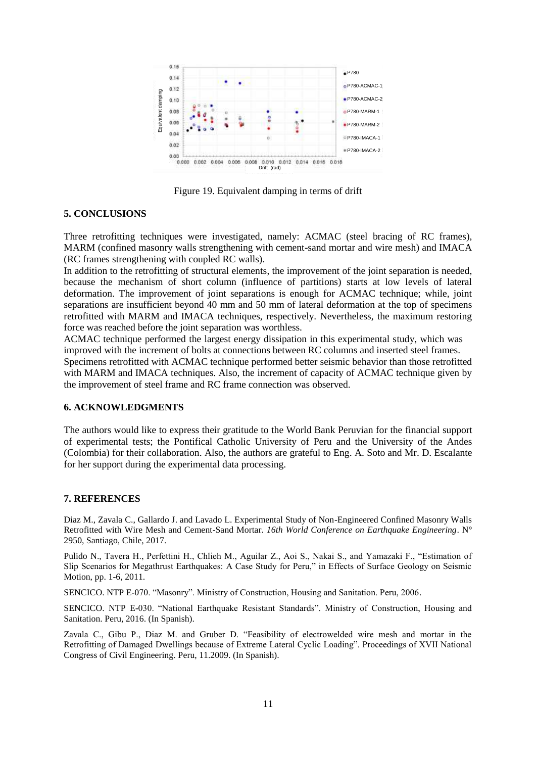Figure 19. Equivalent damping in terms of drift

## 5. CONCLUSIONS

Three retrofitting techniques were investigated, namely: ACMAC (steel bracing of RC frames), MARM (confined masonry walls strengthening with cement-sand mortar and wire mesh) and IMACA (RC frames strengthening with coupled RC walls).

In addition to the retrofitting of structural elements, the improvement of the joint separation is needed, because the mechanism of short column (influence of partitions) starts at low levels of lateral deformation. The improvement of joint separations is enough for ACMAC technique; while, joint separations are insufficient beyond 40 mm and 50 mm of lateral deformation at the top of specimens retrofitted with MARM and IMACA techniques, respectively. Nevertheless, the maximum restoring force was reached before the joint separation was worthless.

ACMAC technique performed the largest energy dissipation in this experimental study, which was improved with the increment of bolts at connections between RC columns and inserted steel frames.

Specimens retrofitted with ACMAC technique performed better seismic behavior than those retrofitted with MARM and IMACA techniques. Also, the increment of capacity of ACMAC technique given by the improvement of steel frame and RC frame connection was observed.

## 6. ACKNOWLEDGMENTS

The authors would like to express their gratitude to the World Bank Peruvian for the financial support of experimental tests; the Pontifical Catholic University of Peru and the University of the Andes (Colombia) for their collaboration. Also, the authors are grateful to Eng. A. Soto and Mr. D. Escalante for her support during the experimental data processing.

## 7. REFERENCES

Diaz M., Zavala C., Gallardo J. and Lavado L. Experimental Study of Non-Engineered Confined Masonry Walls Retrofitted with Wire Mesh and Cement-Sand Mortar. *16th World Conference on Earthquake Engineering*. N° 2950, Santiago, Chile, 2017.

Pulido N., Tavera H., Perfettini H., Chlieh M., Aguilar Z., Aoi S., Nakai S., and Yamazaki F., "Estimation of Slip Scenarios for Megathrust Earthquakes: A Case Study for Peru," in Effects of Surface Geology on Seismic Motion, pp. 1-6, 2011.

SENCICO. NTP E-070. "Masonry". Ministry of Construction, Housing and Sanitation. Peru, 2006.

SENCICO. NTP E-030. "National Earthquake Resistant Standards". Ministry of Construction, Housing and Sanitation. Peru, 2016. (In Spanish).

Zavala C., Gibu P., Diaz M. and Gruber D. "Feasibility of electrowelded wire mesh and mortar in the Retrofitting of Damaged Dwellings because of Extreme Lateral Cyclic Loading". Proceedings of XVII National Congress of Civil Engineering. Peru, 11.2009. (In Spanish).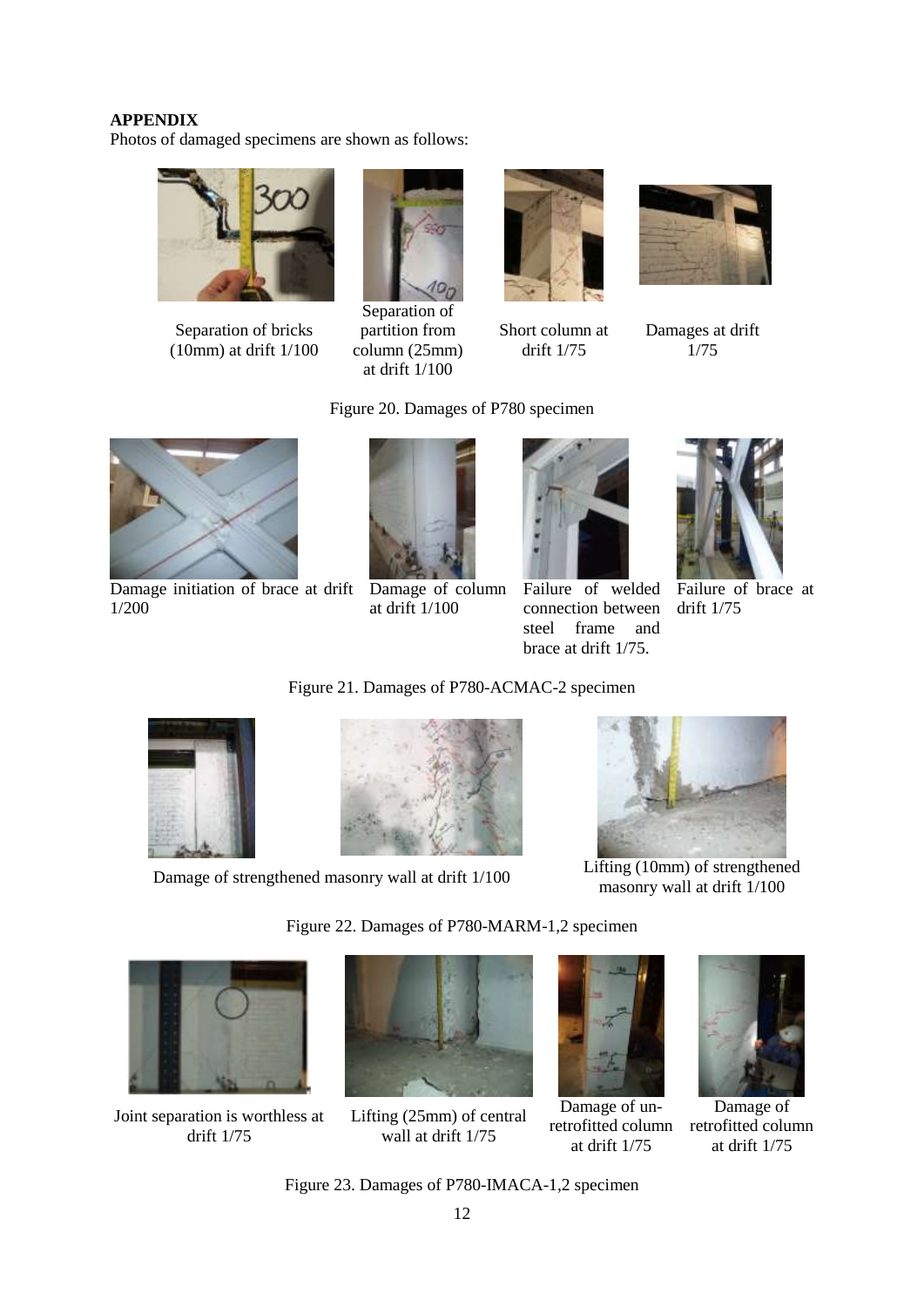**APPENDIX**

Photos of damaged specimens are shown as follows:

Separation of bricks (10mm) at drift 1/100

Separation of partition from column (25mm) at drift 1/100

Short column at drift 1/75

Damages at drift 1/75

Figure 20. Damages of P780 specimen

Damage initiation of brace at drift 1/200

Damage of column at drift 1/100

Failure of welded connection between steel frame and brace at drift 1/75.

Failure of brace at drift 1/75

Figure 21. Damages of P780-ACMAC-2 specimen

Damage of strengthened masonry wall at drift 1/100

Lifting (10mm) of strengthened masonry wall at drift 1/100

Figure 22. Damages of P780-MARM-1,2 specimen

Joint separation is worthless at drift 1/75

Lifting (25mm) of central wall at drift 1/75

Damage of un-retrofitted column at drift 1/75

Damage of retrofitted column at drift 1/75

Figure 23. Damages of P780-IMACA-1,2 specimen